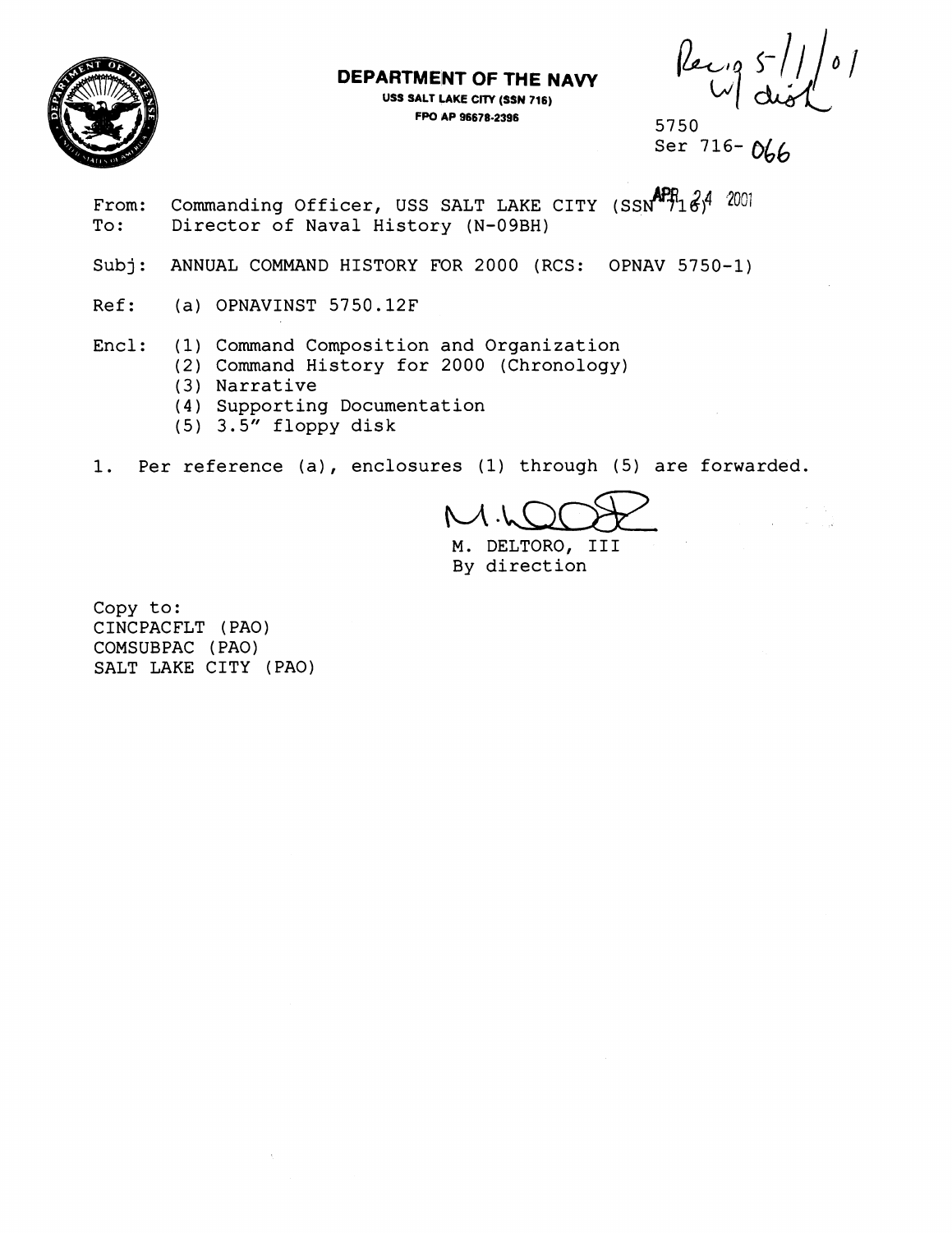**DEPARTMENT OF THE NAVY**

USS SALT LAKE CITY (SSN 716)
FPO AP 96678-2396

Rec'd 5/11/01
w/ disk

5750
Ser 716-066
APR 24 2001

From: Commanding Officer, USS SALT LAKE CITY (SSN 716)
To: Director of Naval History (N-09BH)

Subj: ANNUAL COMMAND HISTORY FOR 2000 (RCS: OPNAV 5750-1)

Ref: (a) OPNAVINST 5750.12F

Encl: (1) Command Composition and Organization
(2) Command History for 2000 (Chronology)
(3) Narrative
(4) Supporting Documentation
(5) 3.5" floppy disk

1. Per reference (a), enclosures (1) through (5) are forwarded.

M. DELTORO, III
By direction

Copy to:
CINCPACFLT (PAO)
COMSUBPAC (PAO)
SALT LAKE CITY (PAO)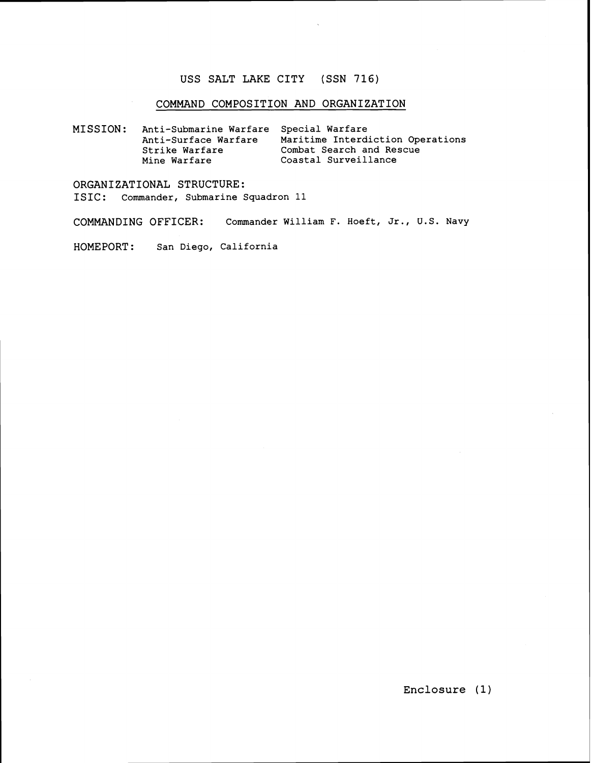# USS SALT LAKE CITY (SSN 716)

## COMMAND COMPOSITION AND ORGANIZATION

**MISSION:**

| | |
|---|---|
| Anti-Submarine Warfare | Special Warfare |
| Anti-Surface Warfare | Maritime Interdiction Operations |
| Strike Warfare | Combat Search and Rescue |
| Mine Warfare | Coastal Surveillance |

**ORGANIZATIONAL STRUCTURE:**

**ISIC:** Commander, Submarine Squadron 11

**COMMANDING OFFICER:** Commander William F. Hoeft, Jr., U.S. Navy

**HOMEPORT:** San Diego, California

Enclosure (1)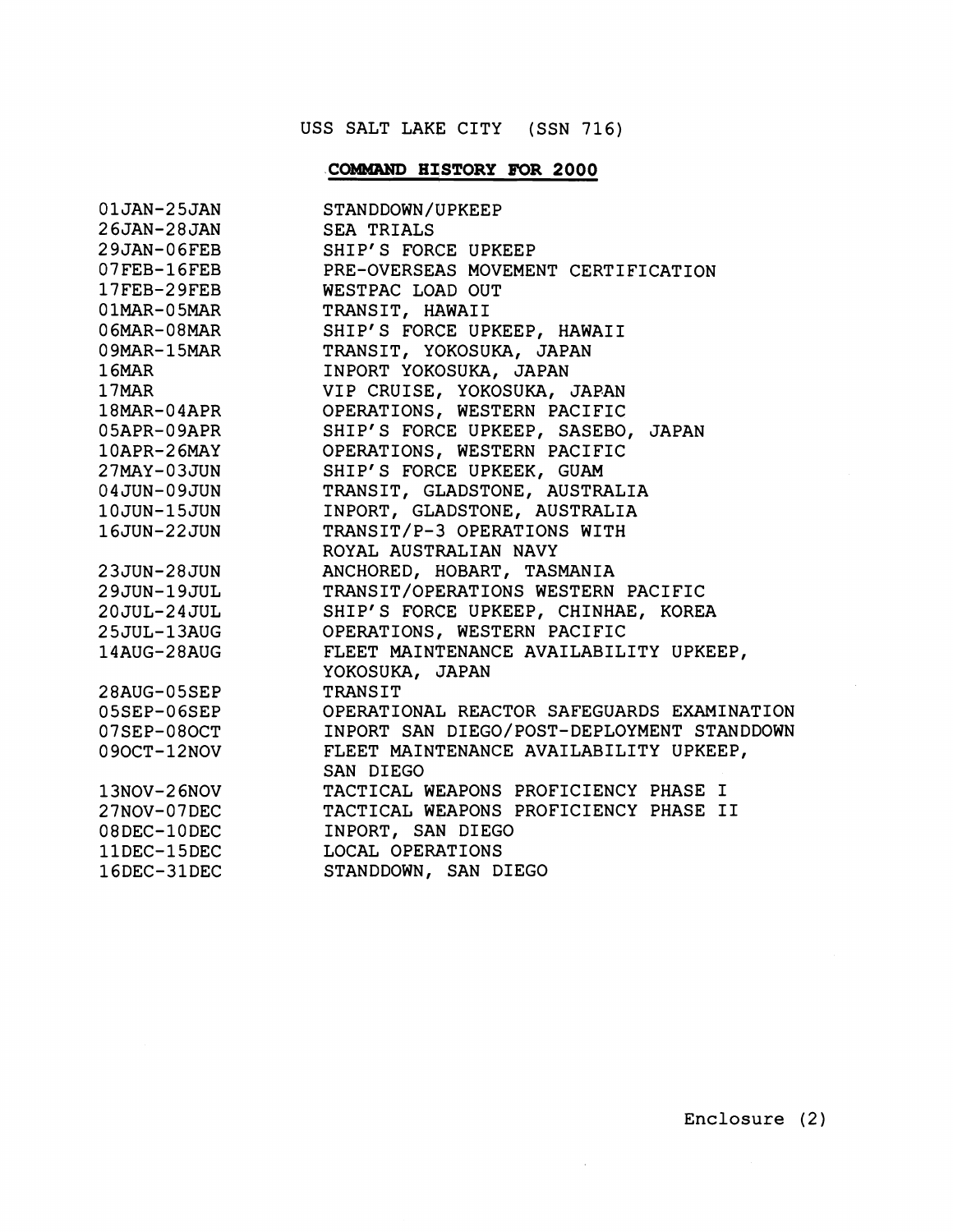USS SALT LAKE CITY (SSN 716)

**COMMAND HISTORY FOR 2000**

| | |
|---|---|
| 01JAN-25JAN | STANDDOWN/UPKEEP |
| 26JAN-28JAN | SEA TRIALS |
| 29JAN-06FEB | SHIP'S FORCE UPKEEP |
| 07FEB-16FEB | PRE-OVERSEAS MOVEMENT CERTIFICATION |
| 17FEB-29FEB | WESTPAC LOAD OUT |
| 01MAR-05MAR | TRANSIT, HAWAII |
| 06MAR-08MAR | SHIP'S FORCE UPKEEP, HAWAII |
| 09MAR-15MAR | TRANSIT, YOKOSUKA, JAPAN |
| 16MAR | INPORT YOKOSUKA, JAPAN |
| 17MAR | VIP CRUISE, YOKOSUKA, JAPAN |
| 18MAR-04APR | OPERATIONS, WESTERN PACIFIC |
| 05APR-09APR | SHIP'S FORCE UPKEEP, SASEBO, JAPAN |
| 10APR-26MAY | OPERATIONS, WESTERN PACIFIC |
| 27MAY-03JUN | SHIP'S FORCE UPKEEK, GUAM |
| 04JUN-09JUN | TRANSIT, GLADSTONE, AUSTRALIA |
| 10JUN-15JUN | INPORT, GLADSTONE, AUSTRALIA |
| 16JUN-22JUN | TRANSIT/P-3 OPERATIONS WITH ROYAL AUSTRALIAN NAVY |
| 23JUN-28JUN | ANCHORED, HOBART, TASMANIA |
| 29JUN-19JUL | TRANSIT/OPERATIONS WESTERN PACIFIC |
| 20JUL-24JUL | SHIP'S FORCE UPKEEP, CHINHAE, KOREA |
| 25JUL-13AUG | OPERATIONS, WESTERN PACIFIC |
| 14AUG-28AUG | FLEET MAINTENANCE AVAILABILITY UPKEEP, YOKOSUKA, JAPAN |
| 28AUG-05SEP | TRANSIT |
| 05SEP-06SEP | OPERATIONAL REACTOR SAFEGUARDS EXAMINATION |
| 07SEP-08OCT | INPORT SAN DIEGO/POST-DEPLOYMENT STANDDOWN |
| 09OCT-12NOV | FLEET MAINTENANCE AVAILABILITY UPKEEP, SAN DIEGO |
| 13NOV-26NOV | TACTICAL WEAPONS PROFICIENCY PHASE I |
| 27NOV-07DEC | TACTICAL WEAPONS PROFICIENCY PHASE II |
| 08DEC-10DEC | INPORT, SAN DIEGO |
| 11DEC-15DEC | LOCAL OPERATIONS |
| 16DEC-31DEC | STANDDOWN, SAN DIEGO |

Enclosure (2)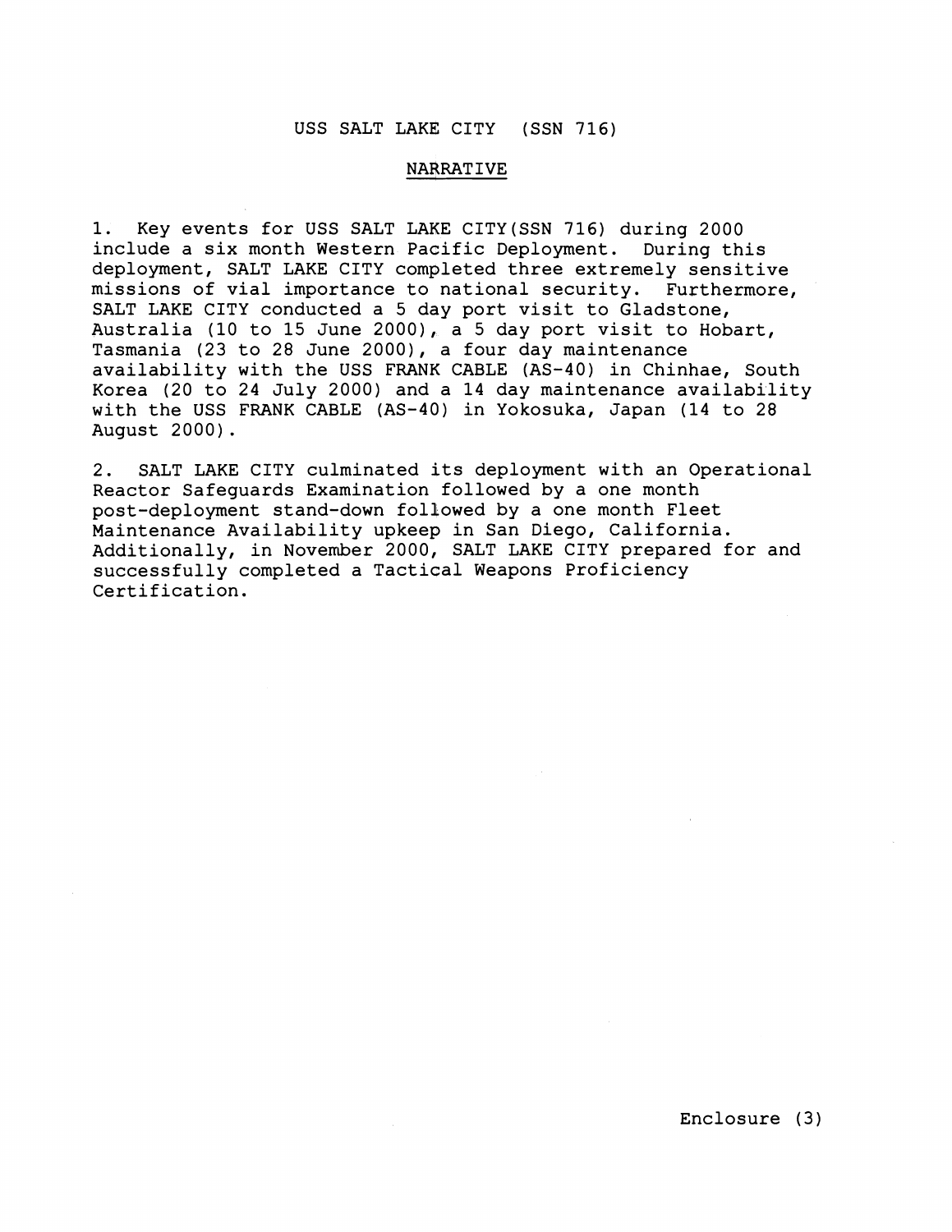USS SALT LAKE CITY (SSN 716)

NARRATIVE

1. Key events for USS SALT LAKE CITY(SSN 716) during 2000 include a six month Western Pacific Deployment. During this deployment, SALT LAKE CITY completed three extremely sensitive missions of vial importance to national security. Furthermore, SALT LAKE CITY conducted a 5 day port visit to Gladstone, Australia (10 to 15 June 2000), a 5 day port visit to Hobart, Tasmania (23 to 28 June 2000), a four day maintenance availability with the USS FRANK CABLE (AS-40) in Chinhae, South Korea (20 to 24 July 2000) and a 14 day maintenance availability with the USS FRANK CABLE (AS-40) in Yokosuka, Japan (14 to 28 August 2000).

2. SALT LAKE CITY culminated its deployment with an Operational Reactor Safeguards Examination followed by a one month post-deployment stand-down followed by a one month Fleet Maintenance Availability upkeep in San Diego, California. Additionally, in November 2000, SALT LAKE CITY prepared for and successfully completed a Tactical Weapons Proficiency Certification.

Enclosure (3)